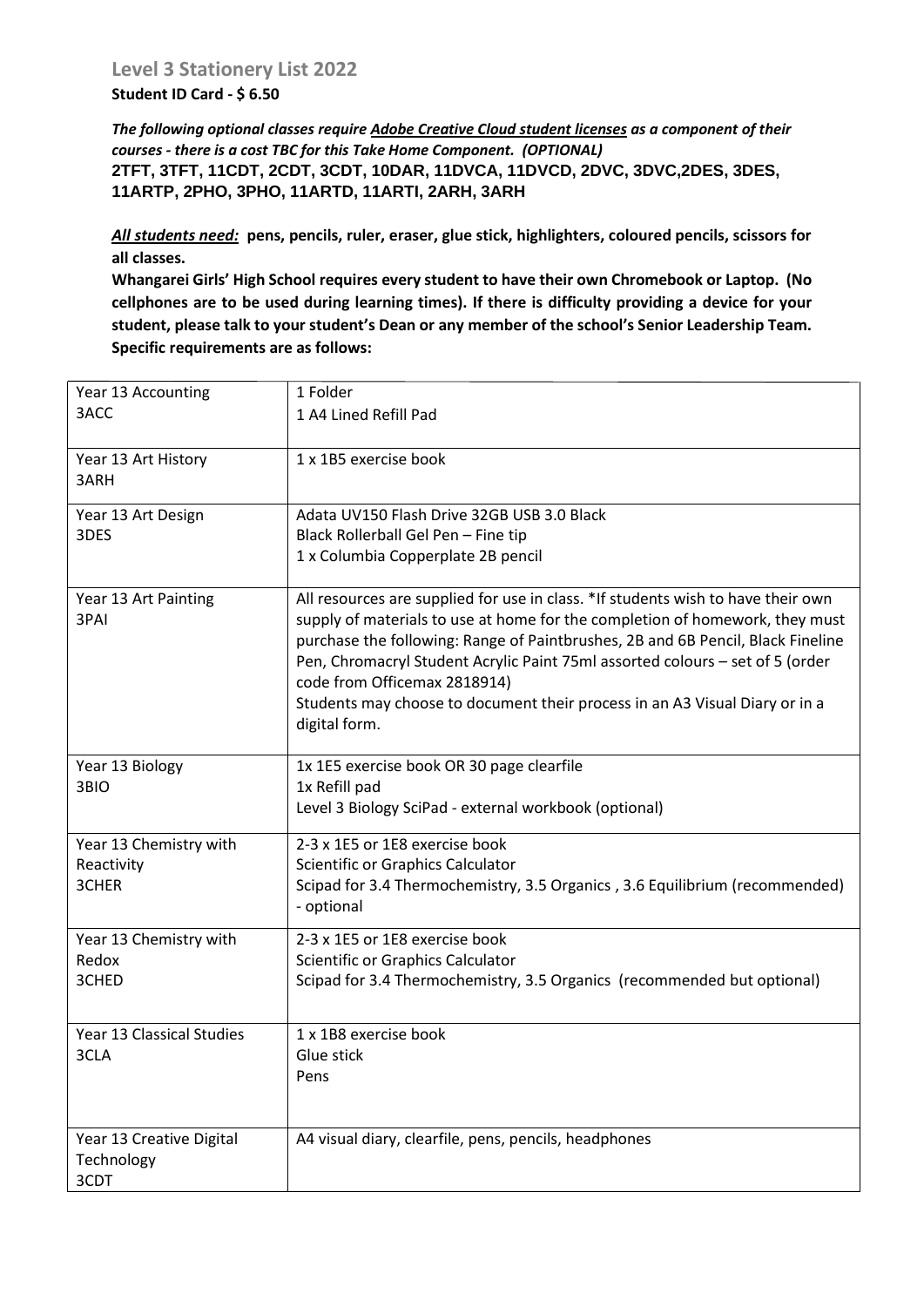## Level 3 Stationery List 2022

**Student ID Card - $ 6.50**

***The following optional classes require <u>Adobe Creative Cloud student licenses</u> as a component of their courses - there is a cost TBC for this Take Home Component. (OPTIONAL)***
**2TFT, 3TFT, 11CDT, 2CDT, 3CDT, 10DAR, 11DVCA, 11DVCD, 2DVC, 3DVC,2DES, 3DES, 11ARTP, 2PHO, 3PHO, 11ARTD, 11ARTI, 2ARH, 3ARH**

***<u>All students need:</u>*** **pens, pencils, ruler, eraser, glue stick, highlighters, coloured pencils, scissors for all classes.**

**Whangarei Girls' High School requires every student to have their own Chromebook or Laptop. (No cellphones are to be used during learning times). If there is difficulty providing a device for your student, please talk to your student's Dean or any member of the school's Senior Leadership Team. Specific requirements are as follows:**

| | |
|---|---|
| Year 13 Accounting<br>3ACC | 1 Folder<br>1 A4 Lined Refill Pad |
| Year 13 Art History<br>3ARH | 1 x 1B5 exercise book |
| Year 13 Art Design<br>3DES | Adata UV150 Flash Drive 32GB USB 3.0 Black<br>Black Rollerball Gel Pen – Fine tip<br>1 x Columbia Copperplate 2B pencil |
| Year 13 Art Painting<br>3PAI | All resources are supplied for use in class. *If students wish to have their own supply of materials to use at home for the completion of homework, they must purchase the following: Range of Paintbrushes, 2B and 6B Pencil, Black Fineline Pen, Chromacryl Student Acrylic Paint 75ml assorted colours – set of 5 (order code from Officemax 2818914)<br>Students may choose to document their process in an A3 Visual Diary or in a digital form. |
| Year 13 Biology<br>3BIO | 1x 1E5 exercise book OR 30 page clearfile<br>1x Refill pad<br>Level 3 Biology SciPad - external workbook (optional) |
| Year 13 Chemistry with Reactivity<br>3CHER | 2-3 x 1E5 or 1E8 exercise book<br>Scientific or Graphics Calculator<br>Scipad for 3.4 Thermochemistry, 3.5 Organics , 3.6 Equilibrium (recommended) - optional |
| Year 13 Chemistry with Redox<br>3CHED | 2-3 x 1E5 or 1E8 exercise book<br>Scientific or Graphics Calculator<br>Scipad for 3.4 Thermochemistry, 3.5 Organics (recommended but optional) |
| Year 13 Classical Studies<br>3CLA | 1 x 1B8 exercise book<br>Glue stick<br>Pens |
| Year 13 Creative Digital Technology<br>3CDT | A4 visual diary, clearfile, pens, pencils, headphones |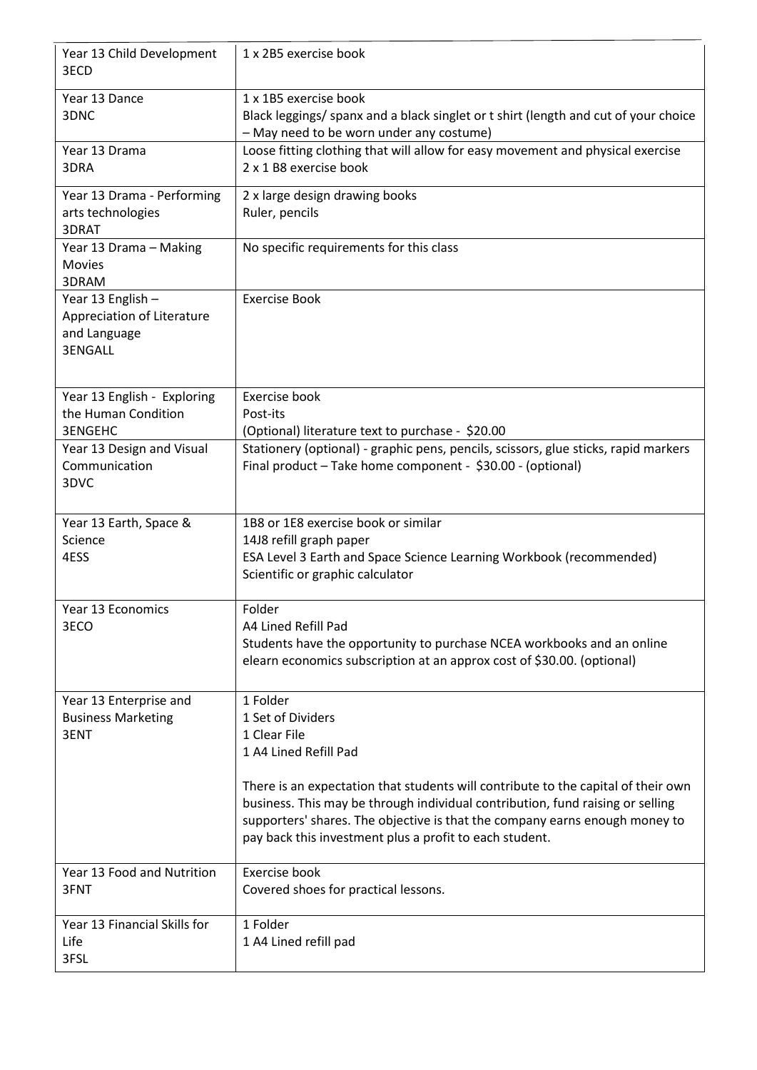| | |
|---|---|
| Year 13 Child Development<br>3ECD | 1 x 2B5 exercise book |
| Year 13 Dance<br>3DNC | 1 x 1B5 exercise book<br>Black leggings/ spanx and a black singlet or t shirt (length and cut of your choice – May need to be worn under any costume) |
| Year 13 Drama<br>3DRA | Loose fitting clothing that will allow for easy movement and physical exercise<br>2 x 1 B8 exercise book |
| Year 13 Drama - Performing arts technologies<br>3DRAT | 2 x large design drawing books<br>Ruler, pencils |
| Year 13 Drama – Making Movies<br>3DRAM | No specific requirements for this class |
| Year 13 English – Appreciation of Literature and Language<br>3ENGALL | Exercise Book |
| Year 13 English - Exploring the Human Condition<br>3ENGEHC | Exercise book<br>Post-its<br>(Optional) literature text to purchase - $20.00 |
| Year 13 Design and Visual Communication<br>3DVC | Stationery (optional) - graphic pens, pencils, scissors, glue sticks, rapid markers<br>Final product – Take home component - $30.00 - (optional) |
| Year 13 Earth, Space & Science<br>4ESS | 1B8 or 1E8 exercise book or similar<br>14J8 refill graph paper<br>ESA Level 3 Earth and Space Science Learning Workbook (recommended)<br>Scientific or graphic calculator |
| Year 13 Economics<br>3ECO | Folder<br>A4 Lined Refill Pad<br>Students have the opportunity to purchase NCEA workbooks and an online elearn economics subscription at an approx cost of $30.00. (optional) |
| Year 13 Enterprise and Business Marketing<br>3ENT | 1 Folder<br>1 Set of Dividers<br>1 Clear File<br>1 A4 Lined Refill Pad<br><br>There is an expectation that students will contribute to the capital of their own business. This may be through individual contribution, fund raising or selling supporters' shares. The objective is that the company earns enough money to pay back this investment plus a profit to each student. |
| Year 13 Food and Nutrition<br>3FNT | Exercise book<br>Covered shoes for practical lessons. |
| Year 13 Financial Skills for Life<br>3FSL | 1 Folder<br>1 A4 Lined refill pad |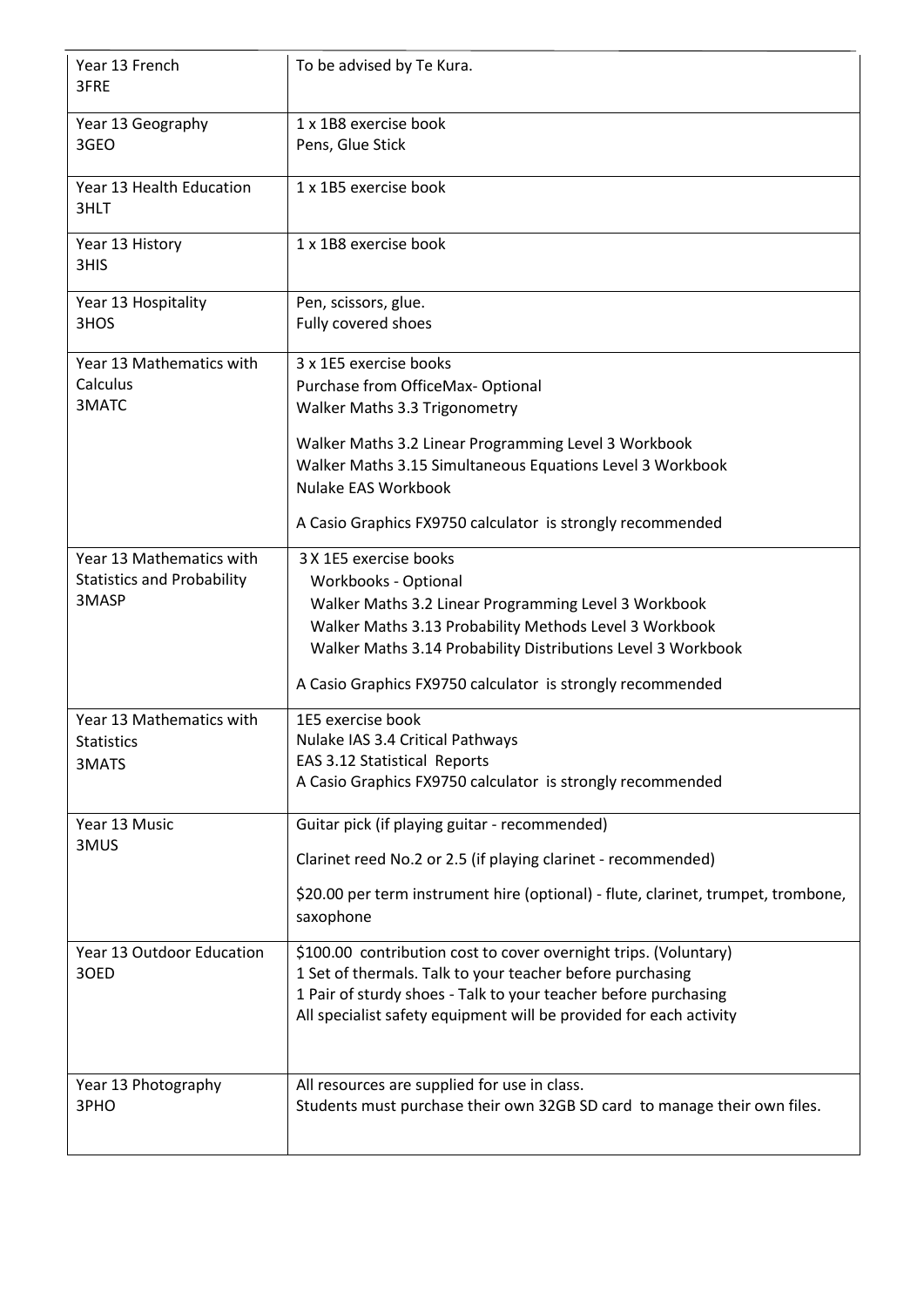| | |
|---|---|
| Year 13 French<br>3FRE | To be advised by Te Kura. |
| Year 13 Geography<br>3GEO | 1 x 1B8 exercise book<br>Pens, Glue Stick |
| Year 13 Health Education<br>3HLT | 1 x 1B5 exercise book |
| Year 13 History<br>3HIS | 1 x 1B8 exercise book |
| Year 13 Hospitality<br>3HOS | Pen, scissors, glue.<br>Fully covered shoes |
| Year 13 Mathematics with Calculus<br>3MATC | 3 x 1E5 exercise books<br>Purchase from OfficeMax- Optional<br>Walker Maths 3.3 Trigonometry<br><br>Walker Maths 3.2 Linear Programming Level 3 Workbook<br>Walker Maths 3.15 Simultaneous Equations Level 3 Workbook<br>Nulake EAS Workbook<br><br>A Casio Graphics FX9750 calculator is strongly recommended |
| Year 13 Mathematics with Statistics and Probability<br>3MASP | 3 X 1E5 exercise books<br>Workbooks - Optional<br>Walker Maths 3.2 Linear Programming Level 3 Workbook<br>Walker Maths 3.13 Probability Methods Level 3 Workbook<br>Walker Maths 3.14 Probability Distributions Level 3 Workbook<br><br>A Casio Graphics FX9750 calculator is strongly recommended |
| Year 13 Mathematics with Statistics<br>3MATS | 1E5 exercise book<br>Nulake IAS 3.4 Critical Pathways<br>EAS 3.12 Statistical Reports<br>A Casio Graphics FX9750 calculator is strongly recommended |
| Year 13 Music<br>3MUS | Guitar pick (if playing guitar - recommended)<br><br>Clarinet reed No.2 or 2.5 (if playing clarinet - recommended)<br><br>$20.00 per term instrument hire (optional) - flute, clarinet, trumpet, trombone, saxophone |
| Year 13 Outdoor Education<br>3OED | $100.00 contribution cost to cover overnight trips. (Voluntary)<br>1 Set of thermals. Talk to your teacher before purchasing<br>1 Pair of sturdy shoes - Talk to your teacher before purchasing<br>All specialist safety equipment will be provided for each activity |
| Year 13 Photography<br>3PHO | All resources are supplied for use in class.<br>Students must purchase their own 32GB SD card to manage their own files. |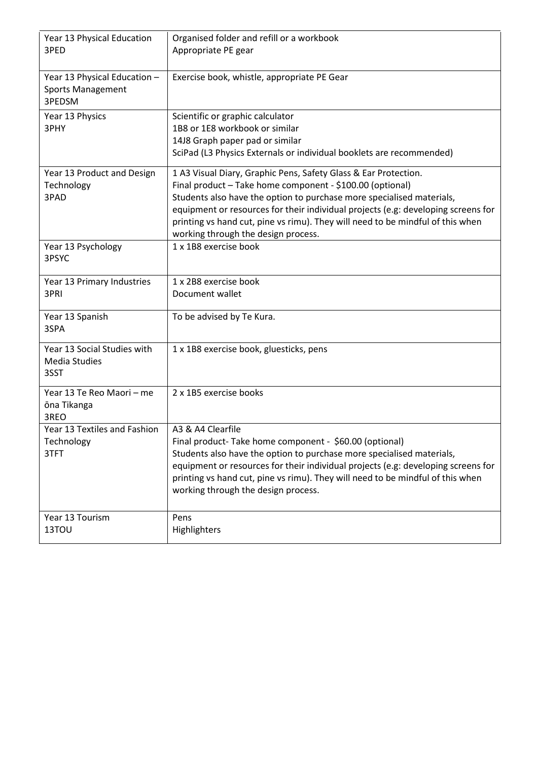| | |
|---|---|
| Year 13 Physical Education<br>3PED | Organised folder and refill or a workbook<br>Appropriate PE gear |
| Year 13 Physical Education – Sports Management<br>3PEDSM | Exercise book, whistle, appropriate PE Gear |
| Year 13 Physics<br>3PHY | Scientific or graphic calculator<br>1B8 or 1E8 workbook or similar<br>14J8 Graph paper pad or similar<br>SciPad (L3 Physics Externals or individual booklets are recommended) |
| Year 13 Product and Design Technology<br>3PAD | 1 A3 Visual Diary, Graphic Pens, Safety Glass & Ear Protection.<br>Final product – Take home component - $100.00 (optional)<br>Students also have the option to purchase more specialised materials, equipment or resources for their individual projects (e.g: developing screens for printing vs hand cut, pine vs rimu). They will need to be mindful of this when working through the design process. |
| Year 13 Psychology<br>3PSYC | 1 x 1B8 exercise book |
| Year 13 Primary Industries<br>3PRI | 1 x 2B8 exercise book<br>Document wallet |
| Year 13 Spanish<br>3SPA | To be advised by Te Kura. |
| Year 13 Social Studies with Media Studies<br>3SST | 1 x 1B8 exercise book, gluesticks, pens |
| Year 13 Te Reo Maori – me ōna Tikanga<br>3REO | 2 x 1B5 exercise books |
| Year 13 Textiles and Fashion Technology<br>3TFT | A3 & A4 Clearfile<br>Final product- Take home component - $60.00 (optional)<br>Students also have the option to purchase more specialised materials, equipment or resources for their individual projects (e.g: developing screens for printing vs hand cut, pine vs rimu). They will need to be mindful of this when working through the design process. |
| Year 13 Tourism<br>13TOU | Pens<br>Highlighters |